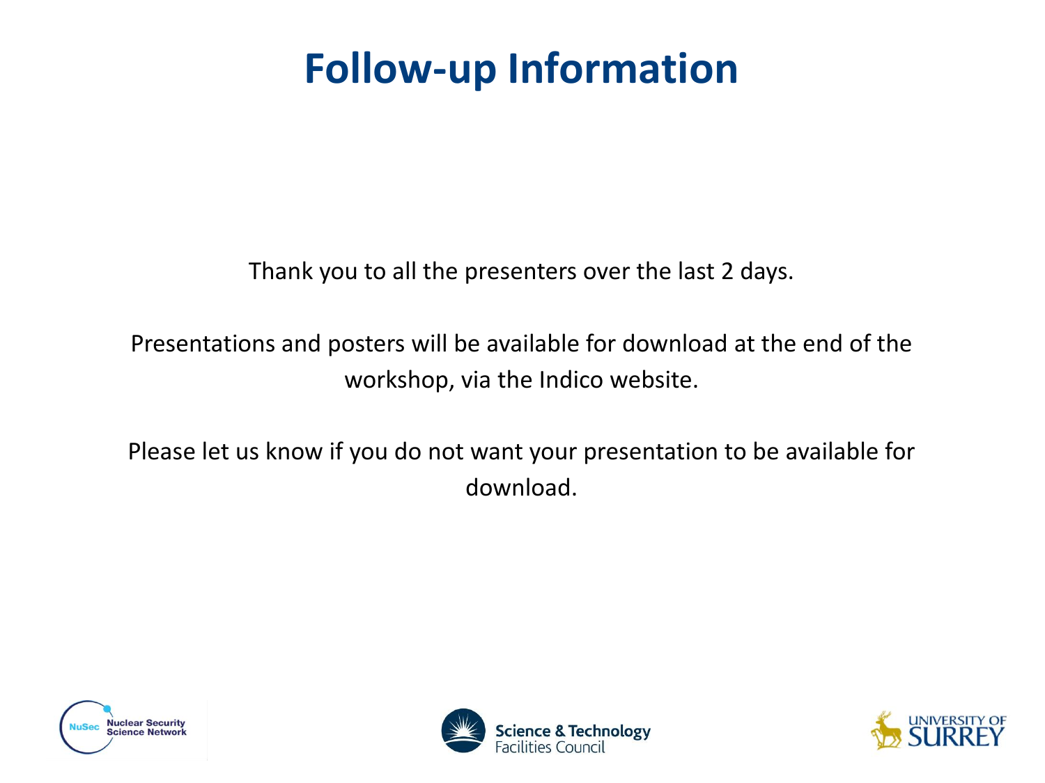# Follow-up Information

Thank you to all the presenters over the last 2 days.

Presentations and posters will be available for download at the end of the workshop, via the Indico website.

Please let us know if you do not want your presentation to be available for download.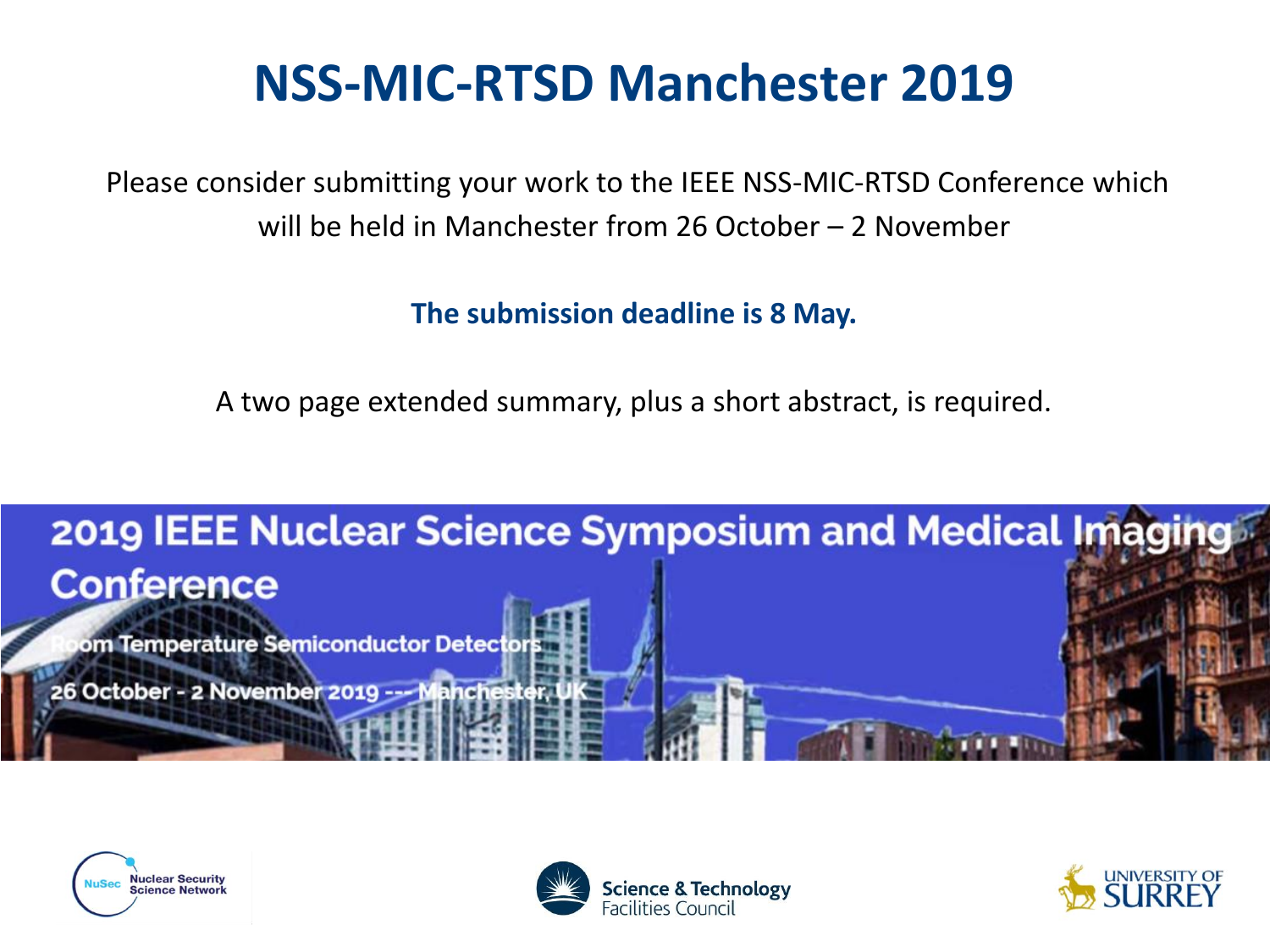# NSS-MIC-RTSD Manchester 2019

Please consider submitting your work to the IEEE NSS-MIC-RTSD Conference which will be held in Manchester from 26 October – 2 November

**The submission deadline is 8 May.**

A two page extended summary, plus a short abstract, is required.

2019 IEEE Nuclear Science Symposium and Medical Imaging Conference

Room Temperature Semiconductor Detectors

26 October - 2 November 2019 --- Manchester, UK

NuSec Nuclear Security Science Network

Science & Technology Facilities Council

University of Surrey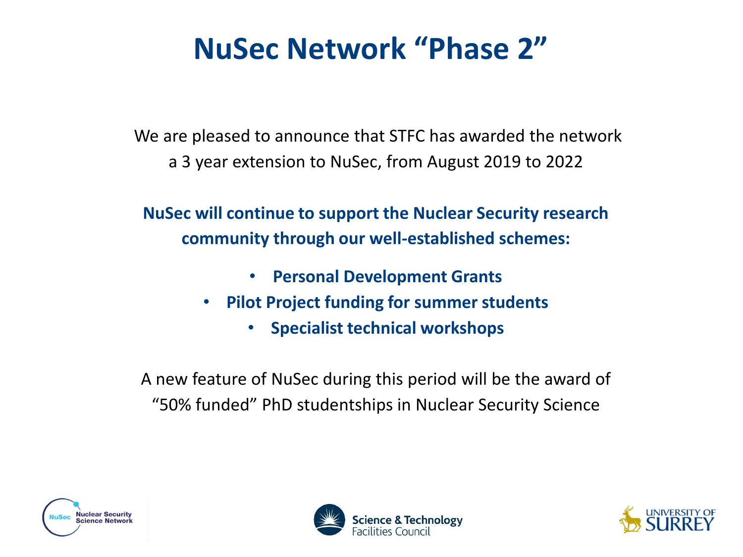# NuSec Network "Phase 2"

We are pleased to announce that STFC has awarded the network a 3 year extension to NuSec, from August 2019 to 2022

**NuSec will continue to support the Nuclear Security research community through our well-established schemes:**

- **Personal Development Grants**
- **Pilot Project funding for summer students**
- **Specialist technical workshops**

A new feature of NuSec during this period will be the award of "50% funded" PhD studentships in Nuclear Security Science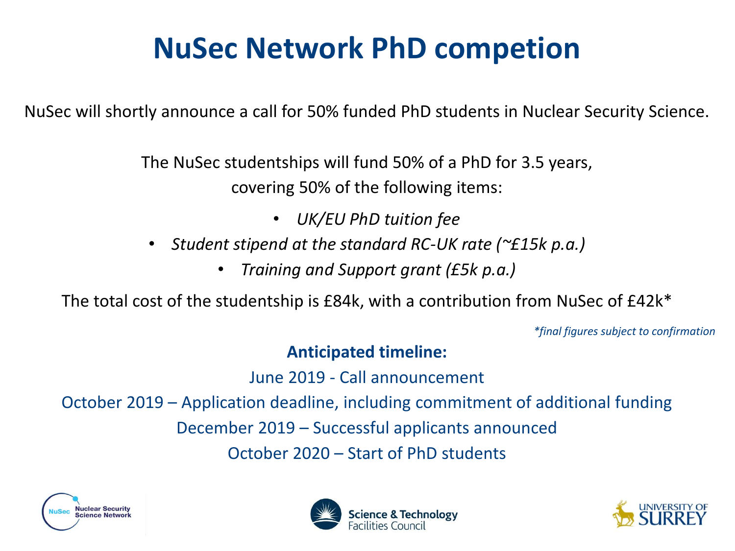# NuSec Network PhD competion

NuSec will shortly announce a call for 50% funded PhD students in Nuclear Security Science.

The NuSec studentships will fund 50% of a PhD for 3.5 years, covering 50% of the following items:

- *UK/EU PhD tuition fee*
- *Student stipend at the standard RC-UK rate (~£15k p.a.)*
- *Training and Support grant (£5k p.a.)*

The total cost of the studentship is £84k, with a contribution from NuSec of £42k*

*\*final figures subject to confirmation*

**Anticipated timeline:**

June 2019 - Call announcement

October 2019 – Application deadline, including commitment of additional funding

December 2019 – Successful applicants announced

October 2020 – Start of PhD students

NuSec Nuclear Security Science Network

Science & Technology Facilities Council

University of Surrey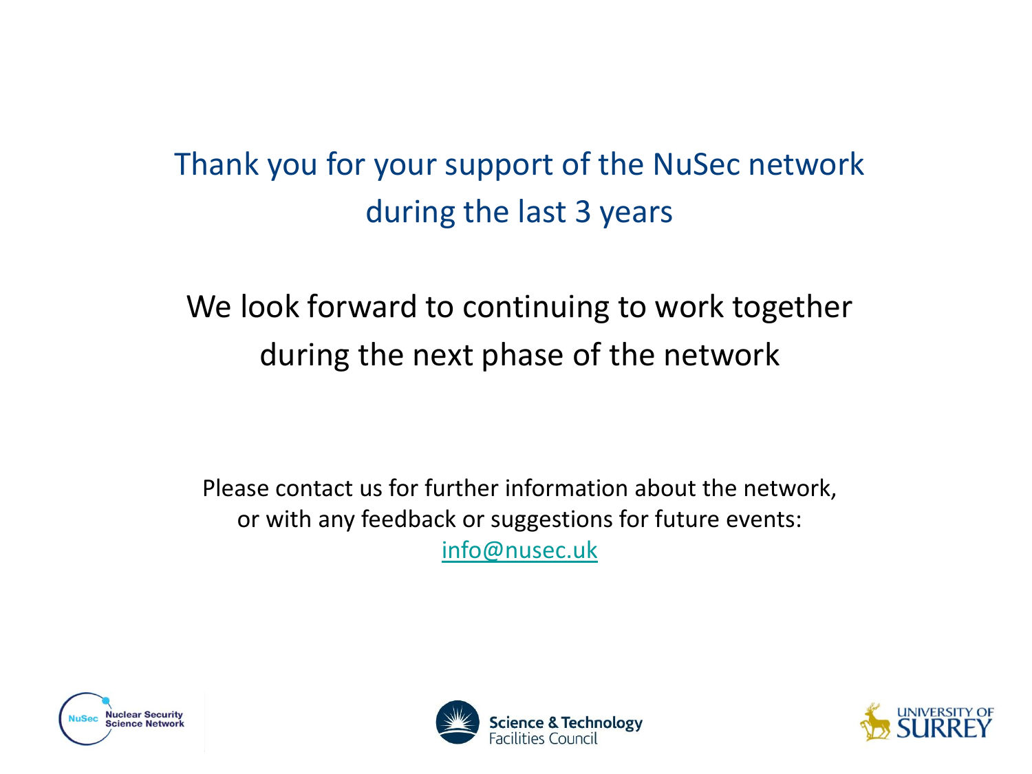Thank you for your support of the NuSec network during the last 3 years

We look forward to continuing to work together during the next phase of the network

Please contact us for further information about the network, or with any feedback or suggestions for future events:
info@nusec.uk

NuSec Nuclear Security Science Network

Science & Technology Facilities Council

UNIVERSITY OF SURREY